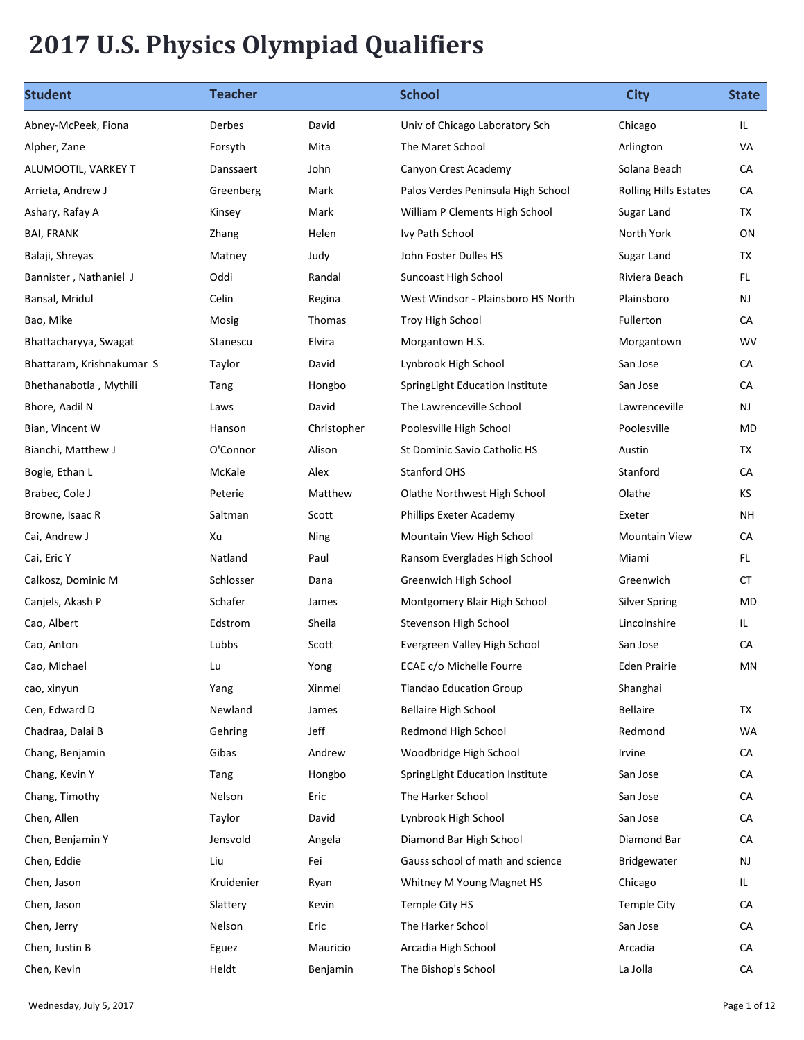# 2017 U.S. Physics Olympiad Qualifiers

| Student | Teacher | | School | City | State |
|---|---|---|---|---|---|
| Abney-McPeek, Fiona | Derbes | David | Univ of Chicago Laboratory Sch | Chicago | IL |
| Alpher, Zane | Forsyth | Mita | The Maret School | Arlington | VA |
| ALUMOOTIL, VARKEY T | Danssaert | John | Canyon Crest Academy | Solana Beach | CA |
| Arrieta, Andrew J | Greenberg | Mark | Palos Verdes Peninsula High School | Rolling Hills Estates | CA |
| Ashary, Rafay A | Kinsey | Mark | William P Clements High School | Sugar Land | TX |
| BAI, FRANK | Zhang | Helen | Ivy Path School | North York | ON |
| Balaji, Shreyas | Matney | Judy | John Foster Dulles HS | Sugar Land | TX |
| Bannister , Nathaniel J | Oddi | Randal | Suncoast High School | Riviera Beach | FL |
| Bansal, Mridul | Celin | Regina | West Windsor - Plainsboro HS North | Plainsboro | NJ |
| Bao, Mike | Mosig | Thomas | Troy High School | Fullerton | CA |
| Bhattacharyya, Swagat | Stanescu | Elvira | Morgantown H.S. | Morgantown | WV |
| Bhattaram, Krishnakumar S | Taylor | David | Lynbrook High School | San Jose | CA |
| Bhethanabotla , Mythili | Tang | Hongbo | SpringLight Education Institute | San Jose | CA |
| Bhore, Aadil N | Laws | David | The Lawrenceville School | Lawrenceville | NJ |
| Bian, Vincent W | Hanson | Christopher | Poolesville High School | Poolesville | MD |
| Bianchi, Matthew J | O'Connor | Alison | St Dominic Savio Catholic HS | Austin | TX |
| Bogle, Ethan L | McKale | Alex | Stanford OHS | Stanford | CA |
| Brabec, Cole J | Peterie | Matthew | Olathe Northwest High School | Olathe | KS |
| Browne, Isaac R | Saltman | Scott | Phillips Exeter Academy | Exeter | NH |
| Cai, Andrew J | Xu | Ning | Mountain View High School | Mountain View | CA |
| Cai, Eric Y | Natland | Paul | Ransom Everglades High School | Miami | FL |
| Calkosz, Dominic M | Schlosser | Dana | Greenwich High School | Greenwich | CT |
| Canjels, Akash P | Schafer | James | Montgomery Blair High School | Silver Spring | MD |
| Cao, Albert | Edstrom | Sheila | Stevenson High School | Lincolnshire | IL |
| Cao, Anton | Lubbs | Scott | Evergreen Valley High School | San Jose | CA |
| Cao, Michael | Lu | Yong | ECAE c/o Michelle Fourre | Eden Prairie | MN |
| cao, xinyun | Yang | Xinmei | Tiandao Education Group | Shanghai | |
| Cen, Edward D | Newland | James | Bellaire High School | Bellaire | TX |
| Chadraa, Dalai B | Gehring | Jeff | Redmond High School | Redmond | WA |
| Chang, Benjamin | Gibas | Andrew | Woodbridge High School | Irvine | CA |
| Chang, Kevin Y | Tang | Hongbo | SpringLight Education Institute | San Jose | CA |
| Chang, Timothy | Nelson | Eric | The Harker School | San Jose | CA |
| Chen, Allen | Taylor | David | Lynbrook High School | San Jose | CA |
| Chen, Benjamin Y | Jensvold | Angela | Diamond Bar High School | Diamond Bar | CA |
| Chen, Eddie | Liu | Fei | Gauss school of math and science | Bridgewater | NJ |
| Chen, Jason | Kruidenier | Ryan | Whitney M Young Magnet HS | Chicago | IL |
| Chen, Jason | Slattery | Kevin | Temple City HS | Temple City | CA |
| Chen, Jerry | Nelson | Eric | The Harker School | San Jose | CA |
| Chen, Justin B | Eguez | Mauricio | Arcadia High School | Arcadia | CA |
| Chen, Kevin | Heldt | Benjamin | The Bishop's School | La Jolla | CA |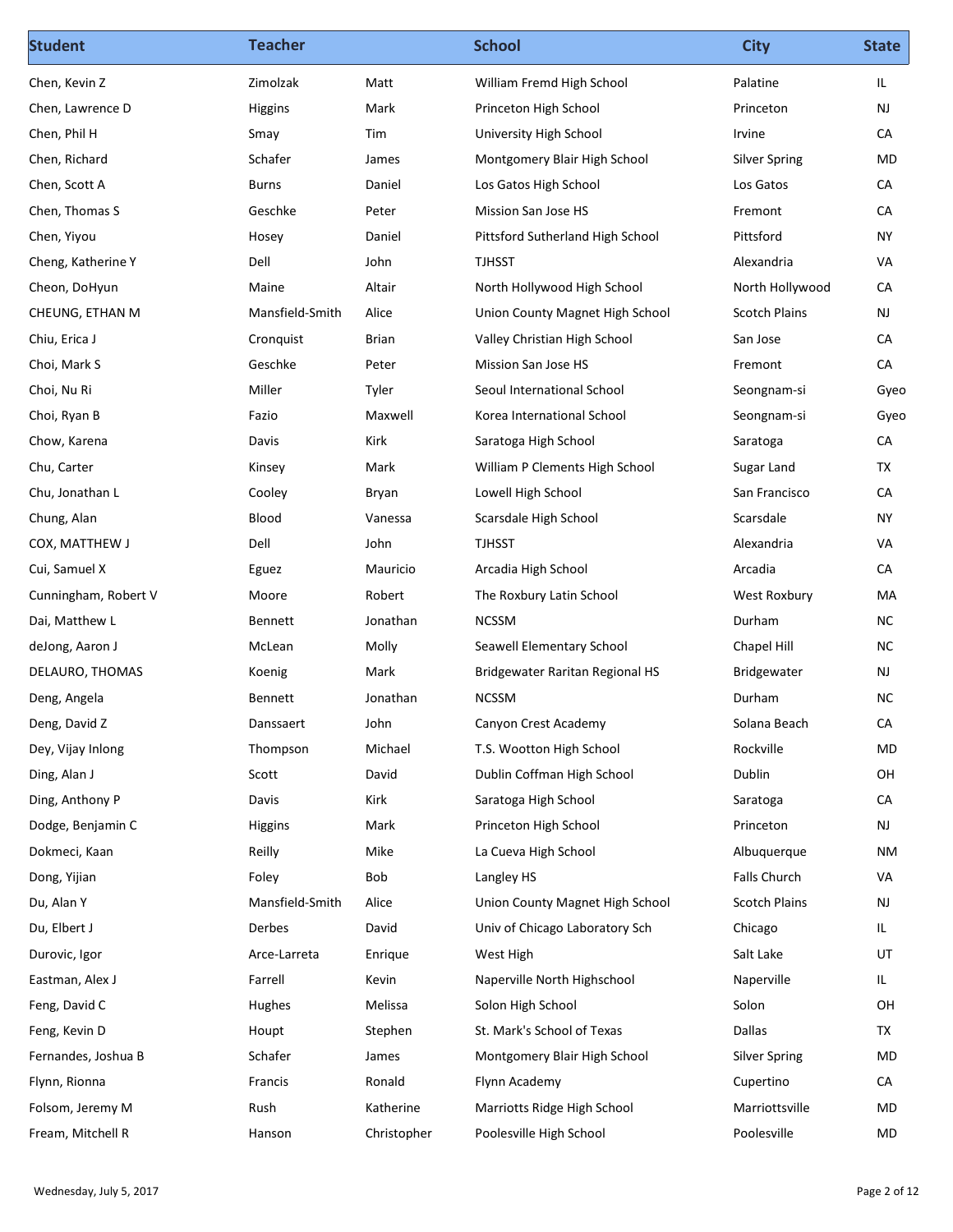| Student | Teacher | | School | City | State |
|---|---|---|---|---|---|
| Chen, Kevin Z | Zimolzak | Matt | William Fremd High School | Palatine | IL |
| Chen, Lawrence D | Higgins | Mark | Princeton High School | Princeton | NJ |
| Chen, Phil H | Smay | Tim | University High School | Irvine | CA |
| Chen, Richard | Schafer | James | Montgomery Blair High School | Silver Spring | MD |
| Chen, Scott A | Burns | Daniel | Los Gatos High School | Los Gatos | CA |
| Chen, Thomas S | Geschke | Peter | Mission San Jose HS | Fremont | CA |
| Chen, Yiyou | Hosey | Daniel | Pittsford Sutherland High School | Pittsford | NY |
| Cheng, Katherine Y | Dell | John | TJHSST | Alexandria | VA |
| Cheon, DoHyun | Maine | Altair | North Hollywood High School | North Hollywood | CA |
| CHEUNG, ETHAN M | Mansfield-Smith | Alice | Union County Magnet High School | Scotch Plains | NJ |
| Chiu, Erica J | Cronquist | Brian | Valley Christian High School | San Jose | CA |
| Choi, Mark S | Geschke | Peter | Mission San Jose HS | Fremont | CA |
| Choi, Nu Ri | Miller | Tyler | Seoul International School | Seongnam-si | Gyeo |
| Choi, Ryan B | Fazio | Maxwell | Korea International School | Seongnam-si | Gyeo |
| Chow, Karena | Davis | Kirk | Saratoga High School | Saratoga | CA |
| Chu, Carter | Kinsey | Mark | William P Clements High School | Sugar Land | TX |
| Chu, Jonathan L | Cooley | Bryan | Lowell High School | San Francisco | CA |
| Chung, Alan | Blood | Vanessa | Scarsdale High School | Scarsdale | NY |
| COX, MATTHEW J | Dell | John | TJHSST | Alexandria | VA |
| Cui, Samuel X | Eguez | Mauricio | Arcadia High School | Arcadia | CA |
| Cunningham, Robert V | Moore | Robert | The Roxbury Latin School | West Roxbury | MA |
| Dai, Matthew L | Bennett | Jonathan | NCSSM | Durham | NC |
| deJong, Aaron J | McLean | Molly | Seawell Elementary School | Chapel Hill | NC |
| DELAURO, THOMAS | Koenig | Mark | Bridgewater Raritan Regional HS | Bridgewater | NJ |
| Deng, Angela | Bennett | Jonathan | NCSSM | Durham | NC |
| Deng, David Z | Danssaert | John | Canyon Crest Academy | Solana Beach | CA |
| Dey, Vijay Inlong | Thompson | Michael | T.S. Wootton High School | Rockville | MD |
| Ding, Alan J | Scott | David | Dublin Coffman High School | Dublin | OH |
| Ding, Anthony P | Davis | Kirk | Saratoga High School | Saratoga | CA |
| Dodge, Benjamin C | Higgins | Mark | Princeton High School | Princeton | NJ |
| Dokmeci, Kaan | Reilly | Mike | La Cueva High School | Albuquerque | NM |
| Dong, Yijian | Foley | Bob | Langley HS | Falls Church | VA |
| Du, Alan Y | Mansfield-Smith | Alice | Union County Magnet High School | Scotch Plains | NJ |
| Du, Elbert J | Derbes | David | Univ of Chicago Laboratory Sch | Chicago | IL |
| Durovic, Igor | Arce-Larreta | Enrique | West High | Salt Lake | UT |
| Eastman, Alex J | Farrell | Kevin | Naperville North Highschool | Naperville | IL |
| Feng, David C | Hughes | Melissa | Solon High School | Solon | OH |
| Feng, Kevin D | Houpt | Stephen | St. Mark's School of Texas | Dallas | TX |
| Fernandes, Joshua B | Schafer | James | Montgomery Blair High School | Silver Spring | MD |
| Flynn, Rionna | Francis | Ronald | Flynn Academy | Cupertino | CA |
| Folsom, Jeremy M | Rush | Katherine | Marriotts Ridge High School | Marriottsville | MD |
| Fream, Mitchell R | Hanson | Christopher | Poolesville High School | Poolesville | MD |

Wednesday, July 5, 2017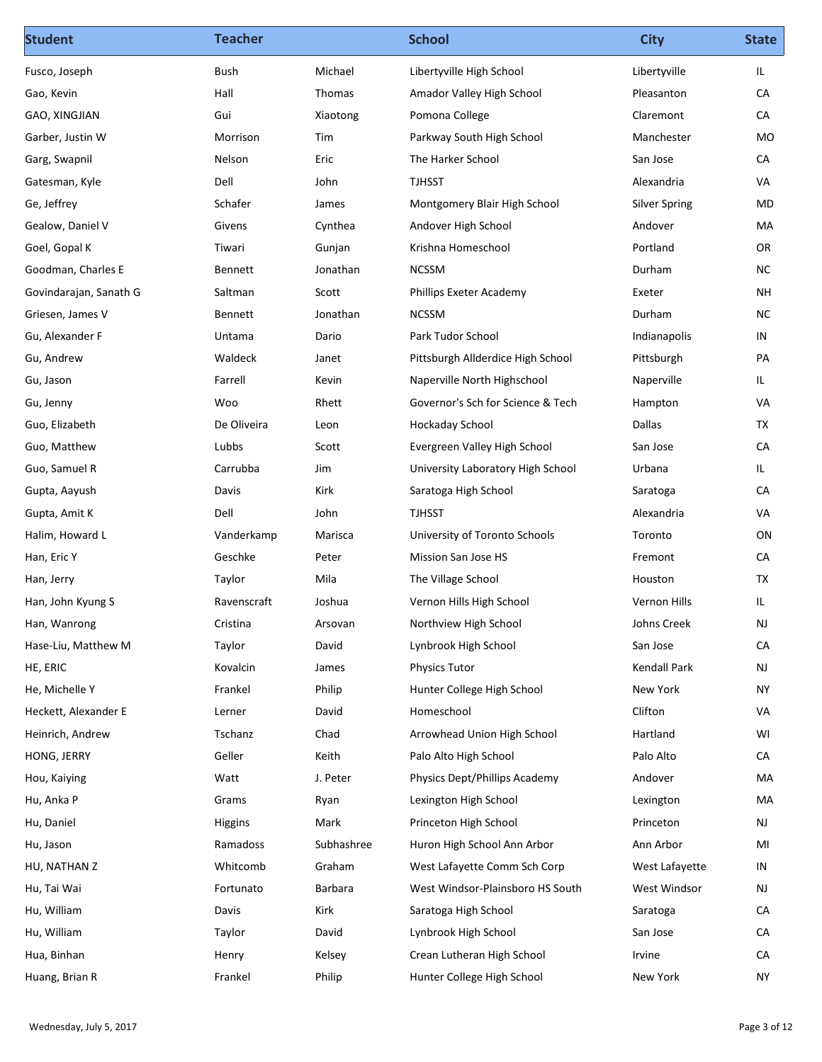| Student | Teacher | | School | City | State |
|---|---|---|---|---|---|
| Fusco, Joseph | Bush | Michael | Libertyville High School | Libertyville | IL |
| Gao, Kevin | Hall | Thomas | Amador Valley High School | Pleasanton | CA |
| GAO, XINGJIAN | Gui | Xiaotong | Pomona College | Claremont | CA |
| Garber, Justin W | Morrison | Tim | Parkway South High School | Manchester | MO |
| Garg, Swapnil | Nelson | Eric | The Harker School | San Jose | CA |
| Gatesman, Kyle | Dell | John | TJHSST | Alexandria | VA |
| Ge, Jeffrey | Schafer | James | Montgomery Blair High School | Silver Spring | MD |
| Gealow, Daniel V | Givens | Cynthea | Andover High School | Andover | MA |
| Goel, Gopal K | Tiwari | Gunjan | Krishna Homeschool | Portland | OR |
| Goodman, Charles E | Bennett | Jonathan | NCSSM | Durham | NC |
| Govindarajan, Sanath G | Saltman | Scott | Phillips Exeter Academy | Exeter | NH |
| Griesen, James V | Bennett | Jonathan | NCSSM | Durham | NC |
| Gu, Alexander F | Untama | Dario | Park Tudor School | Indianapolis | IN |
| Gu, Andrew | Waldeck | Janet | Pittsburgh Allderdice High School | Pittsburgh | PA |
| Gu, Jason | Farrell | Kevin | Naperville North Highschool | Naperville | IL |
| Gu, Jenny | Woo | Rhett | Governor's Sch for Science & Tech | Hampton | VA |
| Guo, Elizabeth | De Oliveira | Leon | Hockaday School | Dallas | TX |
| Guo, Matthew | Lubbs | Scott | Evergreen Valley High School | San Jose | CA |
| Guo, Samuel R | Carrubba | Jim | University Laboratory High School | Urbana | IL |
| Gupta, Aayush | Davis | Kirk | Saratoga High School | Saratoga | CA |
| Gupta, Amit K | Dell | John | TJHSST | Alexandria | VA |
| Halim, Howard L | Vanderkamp | Marisca | University of Toronto Schools | Toronto | ON |
| Han, Eric Y | Geschke | Peter | Mission San Jose HS | Fremont | CA |
| Han, Jerry | Taylor | Mila | The Village School | Houston | TX |
| Han, John Kyung S | Ravenscraft | Joshua | Vernon Hills High School | Vernon Hills | IL |
| Han, Wanrong | Cristina | Arsovan | Northview High School | Johns Creek | NJ |
| Hase-Liu, Matthew M | Taylor | David | Lynbrook High School | San Jose | CA |
| HE, ERIC | Kovalcin | James | Physics Tutor | Kendall Park | NJ |
| He, Michelle Y | Frankel | Philip | Hunter College High School | New York | NY |
| Heckett, Alexander E | Lerner | David | Homeschool | Clifton | VA |
| Heinrich, Andrew | Tschanz | Chad | Arrowhead Union High School | Hartland | WI |
| HONG, JERRY | Geller | Keith | Palo Alto High School | Palo Alto | CA |
| Hou, Kaiying | Watt | J. Peter | Physics Dept/Phillips Academy | Andover | MA |
| Hu, Anka P | Grams | Ryan | Lexington High School | Lexington | MA |
| Hu, Daniel | Higgins | Mark | Princeton High School | Princeton | NJ |
| Hu, Jason | Ramadoss | Subhashree | Huron High School Ann Arbor | Ann Arbor | MI |
| HU, NATHAN Z | Whitcomb | Graham | West Lafayette Comm Sch Corp | West Lafayette | IN |
| Hu, Tai Wai | Fortunato | Barbara | West Windsor-Plainsboro HS South | West Windsor | NJ |
| Hu, William | Davis | Kirk | Saratoga High School | Saratoga | CA |
| Hu, William | Taylor | David | Lynbrook High School | San Jose | CA |
| Hua, Binhan | Henry | Kelsey | Crean Lutheran High School | Irvine | CA |
| Huang, Brian R | Frankel | Philip | Hunter College High School | New York | NY |

Wednesday, July 5, 2017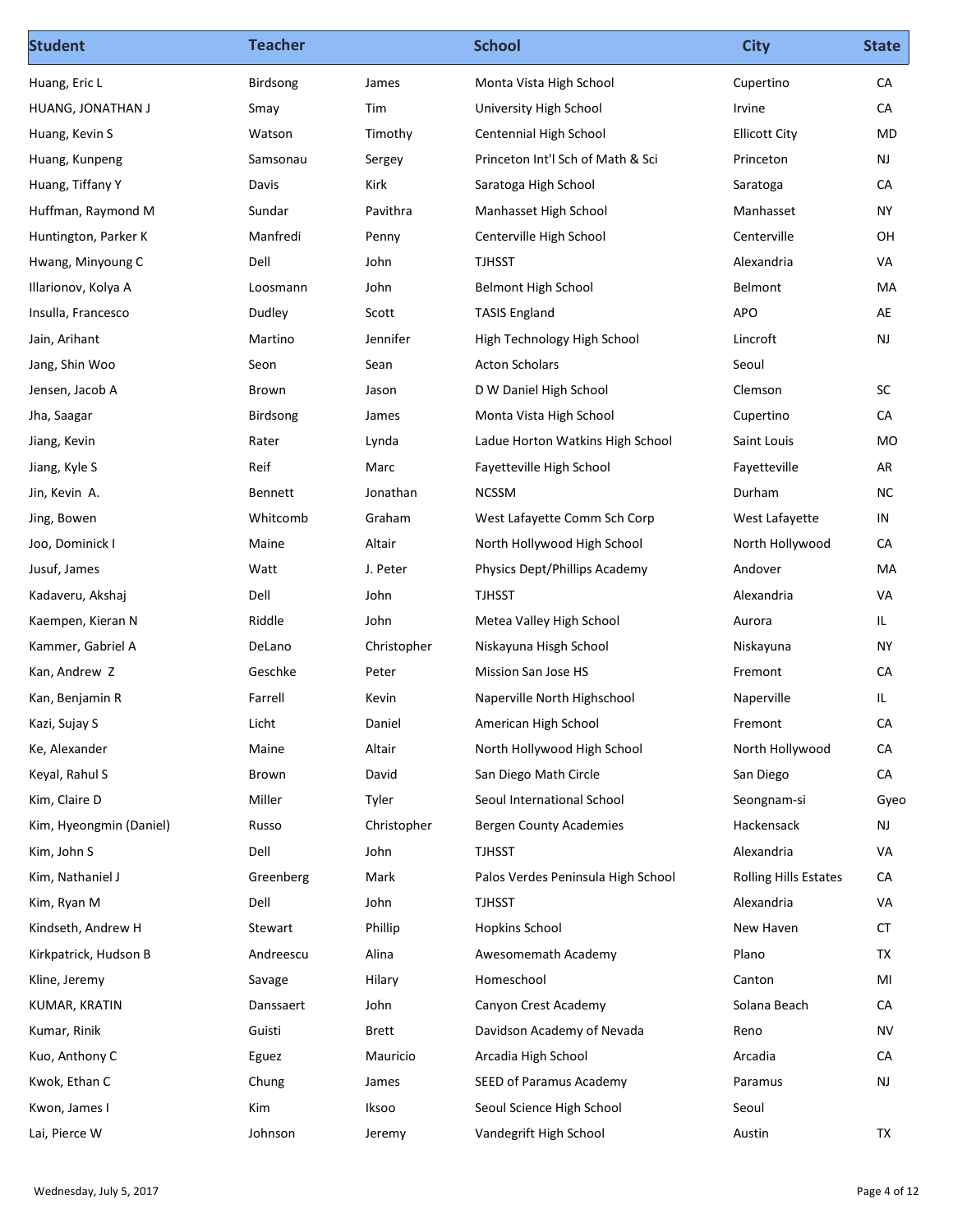| Student | Teacher | | School | City | State |
|---|---|---|---|---|---|
| Huang, Eric L | Birdsong | James | Monta Vista High School | Cupertino | CA |
| HUANG, JONATHAN J | Smay | Tim | University High School | Irvine | CA |
| Huang, Kevin S | Watson | Timothy | Centennial High School | Ellicott City | MD |
| Huang, Kunpeng | Samsonau | Sergey | Princeton Int'l Sch of Math & Sci | Princeton | NJ |
| Huang, Tiffany Y | Davis | Kirk | Saratoga High School | Saratoga | CA |
| Huffman, Raymond M | Sundar | Pavithra | Manhasset High School | Manhasset | NY |
| Huntington, Parker K | Manfredi | Penny | Centerville High School | Centerville | OH |
| Hwang, Minyoung C | Dell | John | TJHSST | Alexandria | VA |
| Illarionov, Kolya A | Loosmann | John | Belmont High School | Belmont | MA |
| Insulla, Francesco | Dudley | Scott | TASIS England | APO | AE |
| Jain, Arihant | Martino | Jennifer | High Technology High School | Lincroft | NJ |
| Jang, Shin Woo | Seon | Sean | Acton Scholars | Seoul | |
| Jensen, Jacob A | Brown | Jason | D W Daniel High School | Clemson | SC |
| Jha, Saagar | Birdsong | James | Monta Vista High School | Cupertino | CA |
| Jiang, Kevin | Rater | Lynda | Ladue Horton Watkins High School | Saint Louis | MO |
| Jiang, Kyle S | Reif | Marc | Fayetteville High School | Fayetteville | AR |
| Jin, Kevin A. | Bennett | Jonathan | NCSSM | Durham | NC |
| Jing, Bowen | Whitcomb | Graham | West Lafayette Comm Sch Corp | West Lafayette | IN |
| Joo, Dominick I | Maine | Altair | North Hollywood High School | North Hollywood | CA |
| Jusuf, James | Watt | J. Peter | Physics Dept/Phillips Academy | Andover | MA |
| Kadaveru, Akshaj | Dell | John | TJHSST | Alexandria | VA |
| Kaempen, Kieran N | Riddle | John | Metea Valley High School | Aurora | IL |
| Kammer, Gabriel A | DeLano | Christopher | Niskayuna Hisgh School | Niskayuna | NY |
| Kan, Andrew Z | Geschke | Peter | Mission San Jose HS | Fremont | CA |
| Kan, Benjamin R | Farrell | Kevin | Naperville North Highschool | Naperville | IL |
| Kazi, Sujay S | Licht | Daniel | American High School | Fremont | CA |
| Ke, Alexander | Maine | Altair | North Hollywood High School | North Hollywood | CA |
| Keyal, Rahul S | Brown | David | San Diego Math Circle | San Diego | CA |
| Kim, Claire D | Miller | Tyler | Seoul International School | Seongnam-si | Gyeo |
| Kim, Hyeongmin (Daniel) | Russo | Christopher | Bergen County Academies | Hackensack | NJ |
| Kim, John S | Dell | John | TJHSST | Alexandria | VA |
| Kim, Nathaniel J | Greenberg | Mark | Palos Verdes Peninsula High School | Rolling Hills Estates | CA |
| Kim, Ryan M | Dell | John | TJHSST | Alexandria | VA |
| Kindseth, Andrew H | Stewart | Phillip | Hopkins School | New Haven | CT |
| Kirkpatrick, Hudson B | Andreescu | Alina | Awesomemath Academy | Plano | TX |
| Kline, Jeremy | Savage | Hilary | Homeschool | Canton | MI |
| KUMAR, KRATIN | Danssaert | John | Canyon Crest Academy | Solana Beach | CA |
| Kumar, Rinik | Guisti | Brett | Davidson Academy of Nevada | Reno | NV |
| Kuo, Anthony C | Eguez | Mauricio | Arcadia High School | Arcadia | CA |
| Kwok, Ethan C | Chung | James | SEED of Paramus Academy | Paramus | NJ |
| Kwon, James I | Kim | Iksoo | Seoul Science High School | Seoul | |
| Lai, Pierce W | Johnson | Jeremy | Vandegrift High School | Austin | TX |

Wednesday, July 5, 2017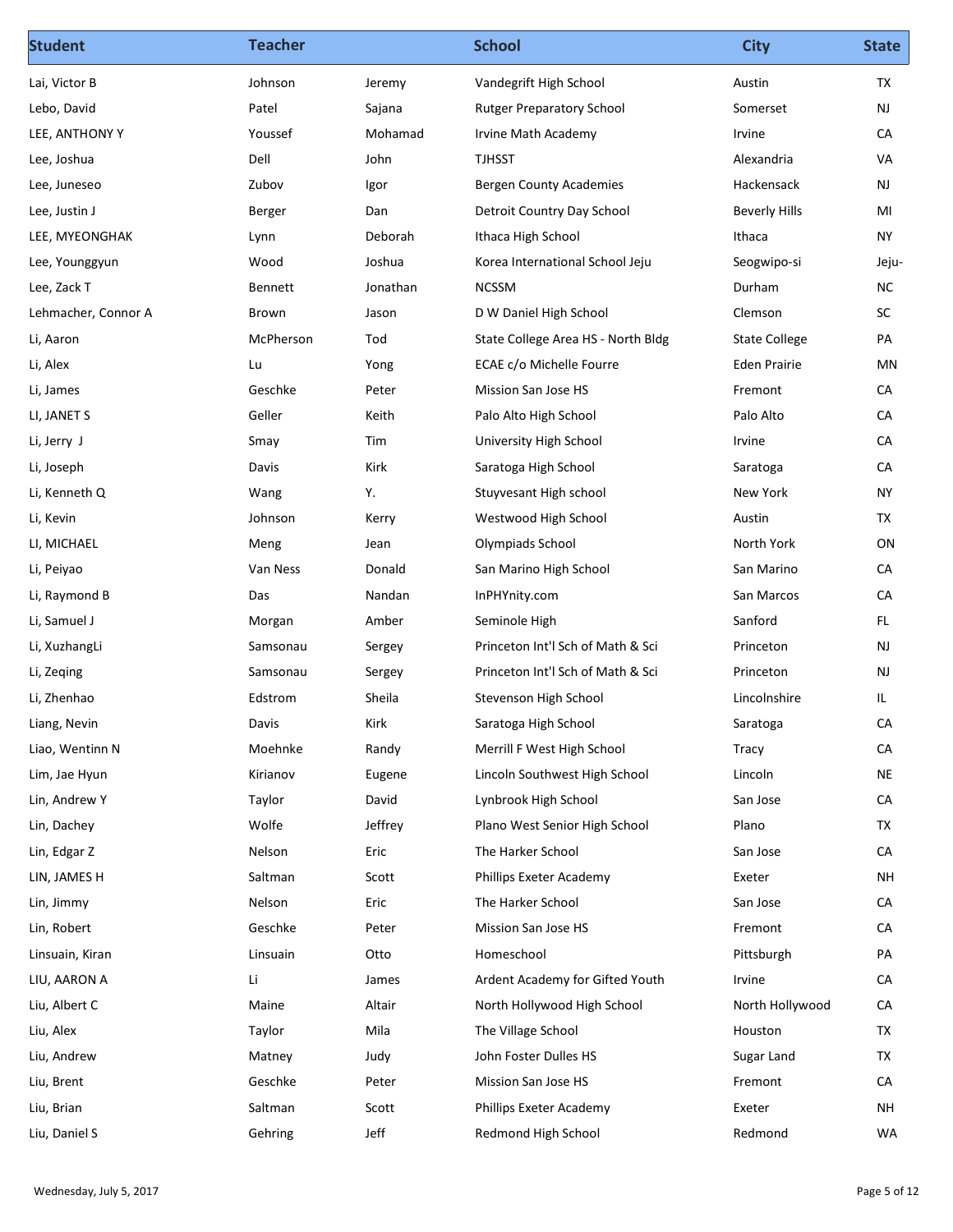| Student | Teacher | | School | City | State |
|---|---|---|---|---|---|
| Lai, Victor B | Johnson | Jeremy | Vandegrift High School | Austin | TX |
| Lebo, David | Patel | Sajana | Rutger Preparatory School | Somerset | NJ |
| LEE, ANTHONY Y | Youssef | Mohamad | Irvine Math Academy | Irvine | CA |
| Lee, Joshua | Dell | John | TJHSST | Alexandria | VA |
| Lee, Juneseo | Zubov | Igor | Bergen County Academies | Hackensack | NJ |
| Lee, Justin J | Berger | Dan | Detroit Country Day School | Beverly Hills | MI |
| LEE, MYEONGHAK | Lynn | Deborah | Ithaca High School | Ithaca | NY |
| Lee, Younggyun | Wood | Joshua | Korea International School Jeju | Seogwipo-si | Jeju- |
| Lee, Zack T | Bennett | Jonathan | NCSSM | Durham | NC |
| Lehmacher, Connor A | Brown | Jason | D W Daniel High School | Clemson | SC |
| Li, Aaron | McPherson | Tod | State College Area HS - North Bldg | State College | PA |
| Li, Alex | Lu | Yong | ECAE c/o Michelle Fourre | Eden Prairie | MN |
| Li, James | Geschke | Peter | Mission San Jose HS | Fremont | CA |
| LI, JANET S | Geller | Keith | Palo Alto High School | Palo Alto | CA |
| Li, Jerry J | Smay | Tim | University High School | Irvine | CA |
| Li, Joseph | Davis | Kirk | Saratoga High School | Saratoga | CA |
| Li, Kenneth Q | Wang | Y. | Stuyvesant High school | New York | NY |
| Li, Kevin | Johnson | Kerry | Westwood High School | Austin | TX |
| LI, MICHAEL | Meng | Jean | Olympiads School | North York | ON |
| Li, Peiyao | Van Ness | Donald | San Marino High School | San Marino | CA |
| Li, Raymond B | Das | Nandan | InPHYnity.com | San Marcos | CA |
| Li, Samuel J | Morgan | Amber | Seminole High | Sanford | FL |
| Li, XuzhangLi | Samsonau | Sergey | Princeton Int'l Sch of Math & Sci | Princeton | NJ |
| Li, Zeqing | Samsonau | Sergey | Princeton Int'l Sch of Math & Sci | Princeton | NJ |
| Li, Zhenhao | Edstrom | Sheila | Stevenson High School | Lincolnshire | IL |
| Liang, Nevin | Davis | Kirk | Saratoga High School | Saratoga | CA |
| Liao, Wentinn N | Moehnke | Randy | Merrill F West High School | Tracy | CA |
| Lim, Jae Hyun | Kirianov | Eugene | Lincoln Southwest High School | Lincoln | NE |
| Lin, Andrew Y | Taylor | David | Lynbrook High School | San Jose | CA |
| Lin, Dachey | Wolfe | Jeffrey | Plano West Senior High School | Plano | TX |
| Lin, Edgar Z | Nelson | Eric | The Harker School | San Jose | CA |
| LIN, JAMES H | Saltman | Scott | Phillips Exeter Academy | Exeter | NH |
| Lin, Jimmy | Nelson | Eric | The Harker School | San Jose | CA |
| Lin, Robert | Geschke | Peter | Mission San Jose HS | Fremont | CA |
| Linsuain, Kiran | Linsuain | Otto | Homeschool | Pittsburgh | PA |
| LIU, AARON A | Li | James | Ardent Academy for Gifted Youth | Irvine | CA |
| Liu, Albert C | Maine | Altair | North Hollywood High School | North Hollywood | CA |
| Liu, Alex | Taylor | Mila | The Village School | Houston | TX |
| Liu, Andrew | Matney | Judy | John Foster Dulles HS | Sugar Land | TX |
| Liu, Brent | Geschke | Peter | Mission San Jose HS | Fremont | CA |
| Liu, Brian | Saltman | Scott | Phillips Exeter Academy | Exeter | NH |
| Liu, Daniel S | Gehring | Jeff | Redmond High School | Redmond | WA |

Wednesday, July 5, 2017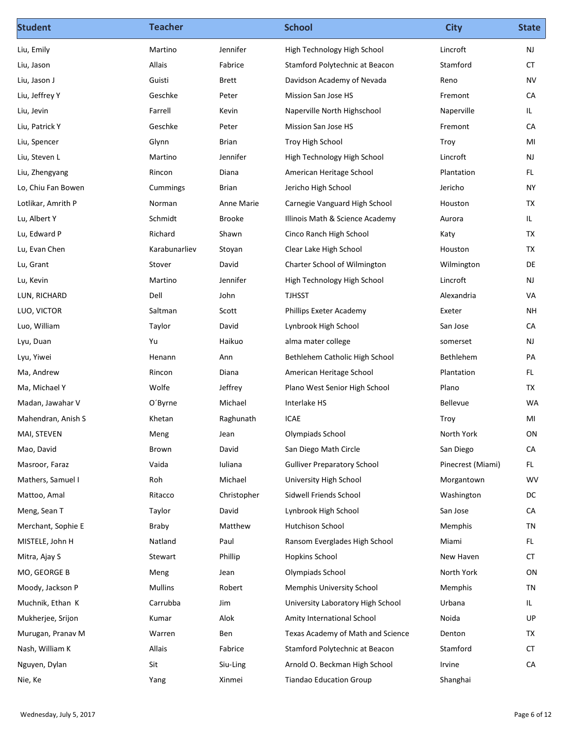| Student | Teacher | | School | City | State |
|---|---|---|---|---|---|
| Liu, Emily | Martino | Jennifer | High Technology High School | Lincroft | NJ |
| Liu, Jason | Allais | Fabrice | Stamford Polytechnic at Beacon | Stamford | CT |
| Liu, Jason J | Guisti | Brett | Davidson Academy of Nevada | Reno | NV |
| Liu, Jeffrey Y | Geschke | Peter | Mission San Jose HS | Fremont | CA |
| Liu, Jevin | Farrell | Kevin | Naperville North Highschool | Naperville | IL |
| Liu, Patrick Y | Geschke | Peter | Mission San Jose HS | Fremont | CA |
| Liu, Spencer | Glynn | Brian | Troy High School | Troy | MI |
| Liu, Steven L | Martino | Jennifer | High Technology High School | Lincroft | NJ |
| Liu, Zhengyang | Rincon | Diana | American Heritage School | Plantation | FL |
| Lo, Chiu Fan Bowen | Cummings | Brian | Jericho High School | Jericho | NY |
| Lotlikar, Amrith P | Norman | Anne Marie | Carnegie Vanguard High School | Houston | TX |
| Lu, Albert Y | Schmidt | Brooke | Illinois Math & Science Academy | Aurora | IL |
| Lu, Edward P | Richard | Shawn | Cinco Ranch High School | Katy | TX |
| Lu, Evan Chen | Karabunarliev | Stoyan | Clear Lake High School | Houston | TX |
| Lu, Grant | Stover | David | Charter School of Wilmington | Wilmington | DE |
| Lu, Kevin | Martino | Jennifer | High Technology High School | Lincroft | NJ |
| LUN, RICHARD | Dell | John | TJHSST | Alexandria | VA |
| LUO, VICTOR | Saltman | Scott | Phillips Exeter Academy | Exeter | NH |
| Luo, William | Taylor | David | Lynbrook High School | San Jose | CA |
| Lyu, Duan | Yu | Haikuo | alma mater college | somerset | NJ |
| Lyu, Yiwei | Henann | Ann | Bethlehem Catholic High School | Bethlehem | PA |
| Ma, Andrew | Rincon | Diana | American Heritage School | Plantation | FL |
| Ma, Michael Y | Wolfe | Jeffrey | Plano West Senior High School | Plano | TX |
| Madan, Jawahar V | O´Byrne | Michael | Interlake HS | Bellevue | WA |
| Mahendran, Anish S | Khetan | Raghunath | ICAE | Troy | MI |
| MAI, STEVEN | Meng | Jean | Olympiads School | North York | ON |
| Mao, David | Brown | David | San Diego Math Circle | San Diego | CA |
| Masroor, Faraz | Vaida | Iuliana | Gulliver Preparatory School | Pinecrest (Miami) | FL |
| Mathers, Samuel I | Roh | Michael | University High School | Morgantown | WV |
| Mattoo, Amal | Ritacco | Christopher | Sidwell Friends School | Washington | DC |
| Meng, Sean T | Taylor | David | Lynbrook High School | San Jose | CA |
| Merchant, Sophie E | Braby | Matthew | Hutchison School | Memphis | TN |
| MISTELE, John H | Natland | Paul | Ransom Everglades High School | Miami | FL |
| Mitra, Ajay S | Stewart | Phillip | Hopkins School | New Haven | CT |
| MO, GEORGE B | Meng | Jean | Olympiads School | North York | ON |
| Moody, Jackson P | Mullins | Robert | Memphis University School | Memphis | TN |
| Muchnik, Ethan K | Carrubba | Jim | University Laboratory High School | Urbana | IL |
| Mukherjee, Srijon | Kumar | Alok | Amity International School | Noida | UP |
| Murugan, Pranav M | Warren | Ben | Texas Academy of Math and Science | Denton | TX |
| Nash, William K | Allais | Fabrice | Stamford Polytechnic at Beacon | Stamford | CT |
| Nguyen, Dylan | Sit | Siu-Ling | Arnold O. Beckman High School | Irvine | CA |
| Nie, Ke | Yang | Xinmei | Tiandao Education Group | Shanghai | |

Wednesday, July 5, 2017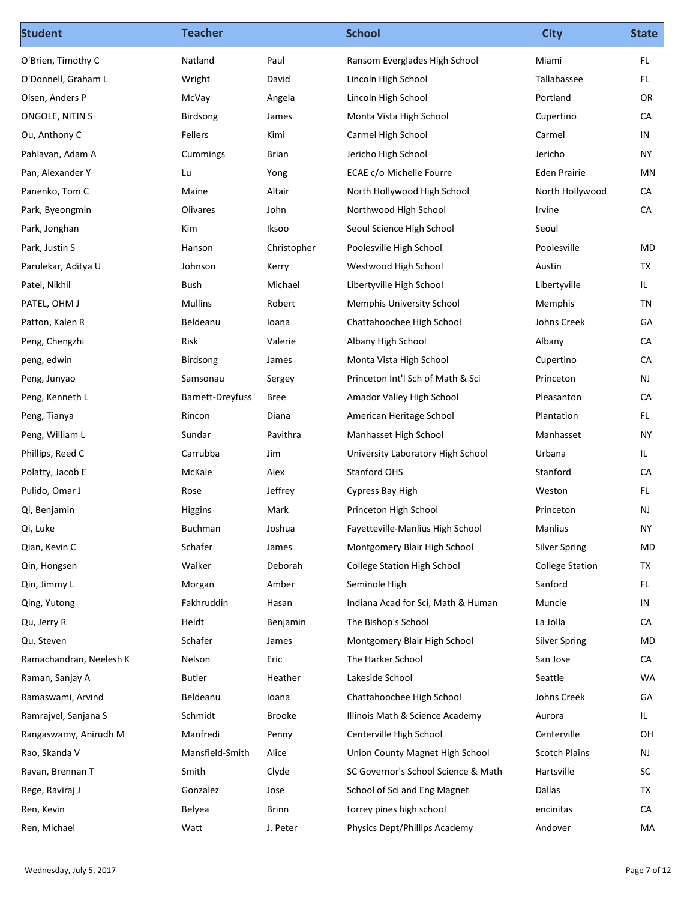| Student | Teacher | | School | City | State |
|---|---|---|---|---|---|
| O'Brien, Timothy C | Natland | Paul | Ransom Everglades High School | Miami | FL |
| O'Donnell, Graham L | Wright | David | Lincoln High School | Tallahassee | FL |
| Olsen, Anders P | McVay | Angela | Lincoln High School | Portland | OR |
| ONGOLE, NITIN S | Birdsong | James | Monta Vista High School | Cupertino | CA |
| Ou, Anthony C | Fellers | Kimi | Carmel High School | Carmel | IN |
| Pahlavan, Adam A | Cummings | Brian | Jericho High School | Jericho | NY |
| Pan, Alexander Y | Lu | Yong | ECAE c/o Michelle Fourre | Eden Prairie | MN |
| Panenko, Tom C | Maine | Altair | North Hollywood High School | North Hollywood | CA |
| Park, Byeongmin | Olivares | John | Northwood High School | Irvine | CA |
| Park, Jonghan | Kim | Iksoo | Seoul Science High School | Seoul | |
| Park, Justin S | Hanson | Christopher | Poolesville High School | Poolesville | MD |
| Parulekar, Aditya U | Johnson | Kerry | Westwood High School | Austin | TX |
| Patel, Nikhil | Bush | Michael | Libertyville High School | Libertyville | IL |
| PATEL, OHM J | Mullins | Robert | Memphis University School | Memphis | TN |
| Patton, Kalen R | Beldeanu | Ioana | Chattahoochee High School | Johns Creek | GA |
| Peng, Chengzhi | Risk | Valerie | Albany High School | Albany | CA |
| peng, edwin | Birdsong | James | Monta Vista High School | Cupertino | CA |
| Peng, Junyao | Samsonau | Sergey | Princeton Int'l Sch of Math & Sci | Princeton | NJ |
| Peng, Kenneth L | Barnett-Dreyfuss | Bree | Amador Valley High School | Pleasanton | CA |
| Peng, Tianya | Rincon | Diana | American Heritage School | Plantation | FL |
| Peng, William L | Sundar | Pavithra | Manhasset High School | Manhasset | NY |
| Phillips, Reed C | Carrubba | Jim | University Laboratory High School | Urbana | IL |
| Polatty, Jacob E | McKale | Alex | Stanford OHS | Stanford | CA |
| Pulido, Omar J | Rose | Jeffrey | Cypress Bay High | Weston | FL |
| Qi, Benjamin | Higgins | Mark | Princeton High School | Princeton | NJ |
| Qi, Luke | Buchman | Joshua | Fayetteville-Manlius High School | Manlius | NY |
| Qian, Kevin C | Schafer | James | Montgomery Blair High School | Silver Spring | MD |
| Qin, Hongsen | Walker | Deborah | College Station High School | College Station | TX |
| Qin, Jimmy L | Morgan | Amber | Seminole High | Sanford | FL |
| Qing, Yutong | Fakhruddin | Hasan | Indiana Acad for Sci, Math & Human | Muncie | IN |
| Qu, Jerry R | Heldt | Benjamin | The Bishop's School | La Jolla | CA |
| Qu, Steven | Schafer | James | Montgomery Blair High School | Silver Spring | MD |
| Ramachandran, Neelesh K | Nelson | Eric | The Harker School | San Jose | CA |
| Raman, Sanjay A | Butler | Heather | Lakeside School | Seattle | WA |
| Ramaswami, Arvind | Beldeanu | Ioana | Chattahoochee High School | Johns Creek | GA |
| Ramrajvel, Sanjana S | Schmidt | Brooke | Illinois Math & Science Academy | Aurora | IL |
| Rangaswamy, Anirudh M | Manfredi | Penny | Centerville High School | Centerville | OH |
| Rao, Skanda V | Mansfield-Smith | Alice | Union County Magnet High School | Scotch Plains | NJ |
| Ravan, Brennan T | Smith | Clyde | SC Governor's School Science & Math | Hartsville | SC |
| Rege, Raviraj J | Gonzalez | Jose | School of Sci and Eng Magnet | Dallas | TX |
| Ren, Kevin | Belyea | Brinn | torrey pines high school | encinitas | CA |
| Ren, Michael | Watt | J. Peter | Physics Dept/Phillips Academy | Andover | MA |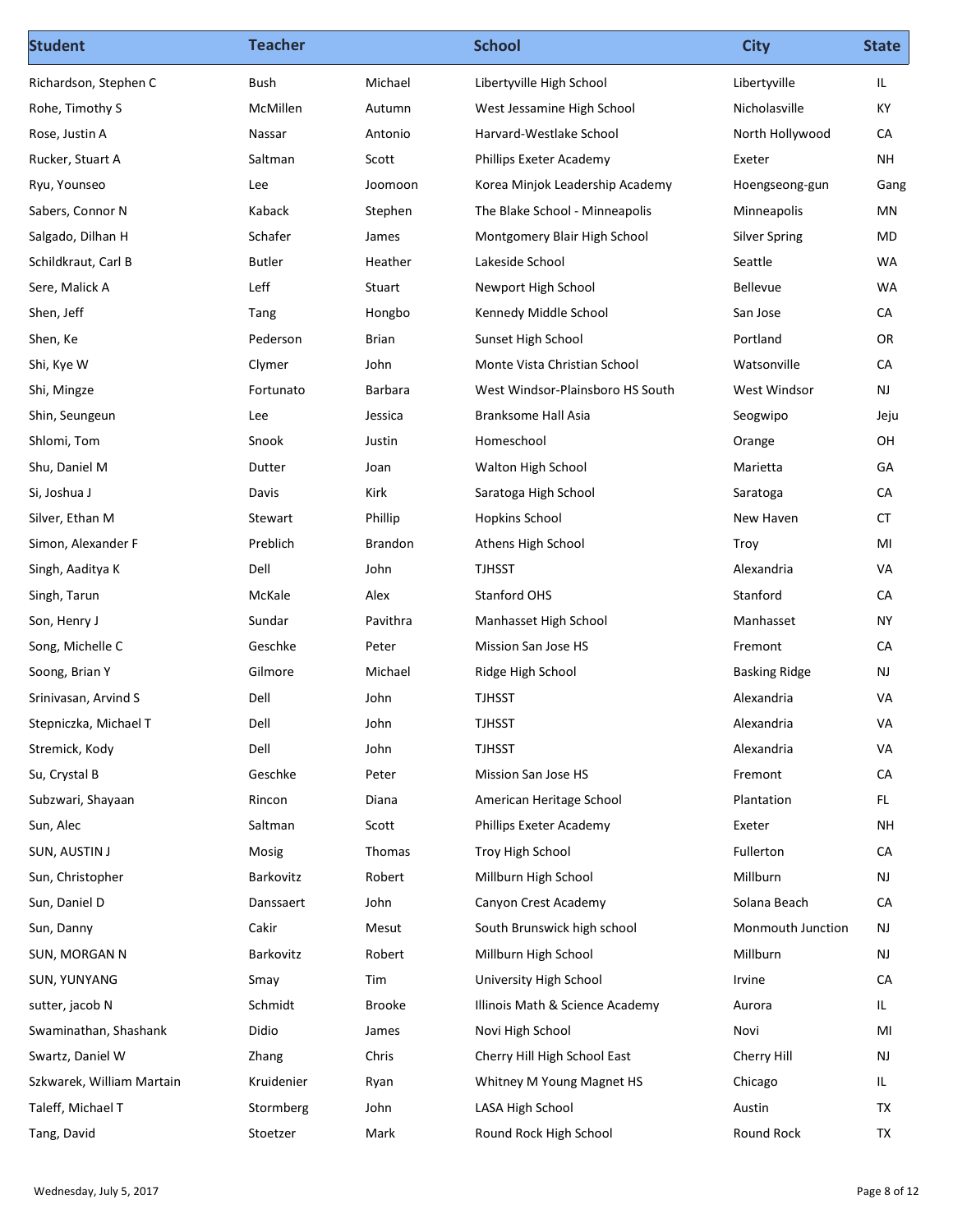| Student | Teacher | | School | City | State |
|---|---|---|---|---|---|
| Richardson, Stephen C | Bush | Michael | Libertyville High School | Libertyville | IL |
| Rohe, Timothy S | McMillen | Autumn | West Jessamine High School | Nicholasville | KY |
| Rose, Justin A | Nassar | Antonio | Harvard-Westlake School | North Hollywood | CA |
| Rucker, Stuart A | Saltman | Scott | Phillips Exeter Academy | Exeter | NH |
| Ryu, Younseo | Lee | Joomoon | Korea Minjok Leadership Academy | Hoengseong-gun | Gang |
| Sabers, Connor N | Kaback | Stephen | The Blake School - Minneapolis | Minneapolis | MN |
| Salgado, Dilhan H | Schafer | James | Montgomery Blair High School | Silver Spring | MD |
| Schildkraut, Carl B | Butler | Heather | Lakeside School | Seattle | WA |
| Sere, Malick A | Leff | Stuart | Newport High School | Bellevue | WA |
| Shen, Jeff | Tang | Hongbo | Kennedy Middle School | San Jose | CA |
| Shen, Ke | Pederson | Brian | Sunset High School | Portland | OR |
| Shi, Kye W | Clymer | John | Monte Vista Christian School | Watsonville | CA |
| Shi, Mingze | Fortunato | Barbara | West Windsor-Plainsboro HS South | West Windsor | NJ |
| Shin, Seungeun | Lee | Jessica | Branksome Hall Asia | Seogwipo | Jeju |
| Shlomi, Tom | Snook | Justin | Homeschool | Orange | OH |
| Shu, Daniel M | Dutter | Joan | Walton High School | Marietta | GA |
| Si, Joshua J | Davis | Kirk | Saratoga High School | Saratoga | CA |
| Silver, Ethan M | Stewart | Phillip | Hopkins School | New Haven | CT |
| Simon, Alexander F | Preblich | Brandon | Athens High School | Troy | MI |
| Singh, Aaditya K | Dell | John | TJHSST | Alexandria | VA |
| Singh, Tarun | McKale | Alex | Stanford OHS | Stanford | CA |
| Son, Henry J | Sundar | Pavithra | Manhasset High School | Manhasset | NY |
| Song, Michelle C | Geschke | Peter | Mission San Jose HS | Fremont | CA |
| Soong, Brian Y | Gilmore | Michael | Ridge High School | Basking Ridge | NJ |
| Srinivasan, Arvind S | Dell | John | TJHSST | Alexandria | VA |
| Stepniczka, Michael T | Dell | John | TJHSST | Alexandria | VA |
| Stremick, Kody | Dell | John | TJHSST | Alexandria | VA |
| Su, Crystal B | Geschke | Peter | Mission San Jose HS | Fremont | CA |
| Subzwari, Shayaan | Rincon | Diana | American Heritage School | Plantation | FL |
| Sun, Alec | Saltman | Scott | Phillips Exeter Academy | Exeter | NH |
| SUN, AUSTIN J | Mosig | Thomas | Troy High School | Fullerton | CA |
| Sun, Christopher | Barkovitz | Robert | Millburn High School | Millburn | NJ |
| Sun, Daniel D | Danssaert | John | Canyon Crest Academy | Solana Beach | CA |
| Sun, Danny | Cakir | Mesut | South Brunswick high school | Monmouth Junction | NJ |
| SUN, MORGAN N | Barkovitz | Robert | Millburn High School | Millburn | NJ |
| SUN, YUNYANG | Smay | Tim | University High School | Irvine | CA |
| sutter, jacob N | Schmidt | Brooke | Illinois Math & Science Academy | Aurora | IL |
| Swaminathan, Shashank | Didio | James | Novi High School | Novi | MI |
| Swartz, Daniel W | Zhang | Chris | Cherry Hill High School East | Cherry Hill | NJ |
| Szkwarek, William Martain | Kruidenier | Ryan | Whitney M Young Magnet HS | Chicago | IL |
| Taleff, Michael T | Stormberg | John | LASA High School | Austin | TX |
| Tang, David | Stoetzer | Mark | Round Rock High School | Round Rock | TX |

Wednesday, July 5, 2017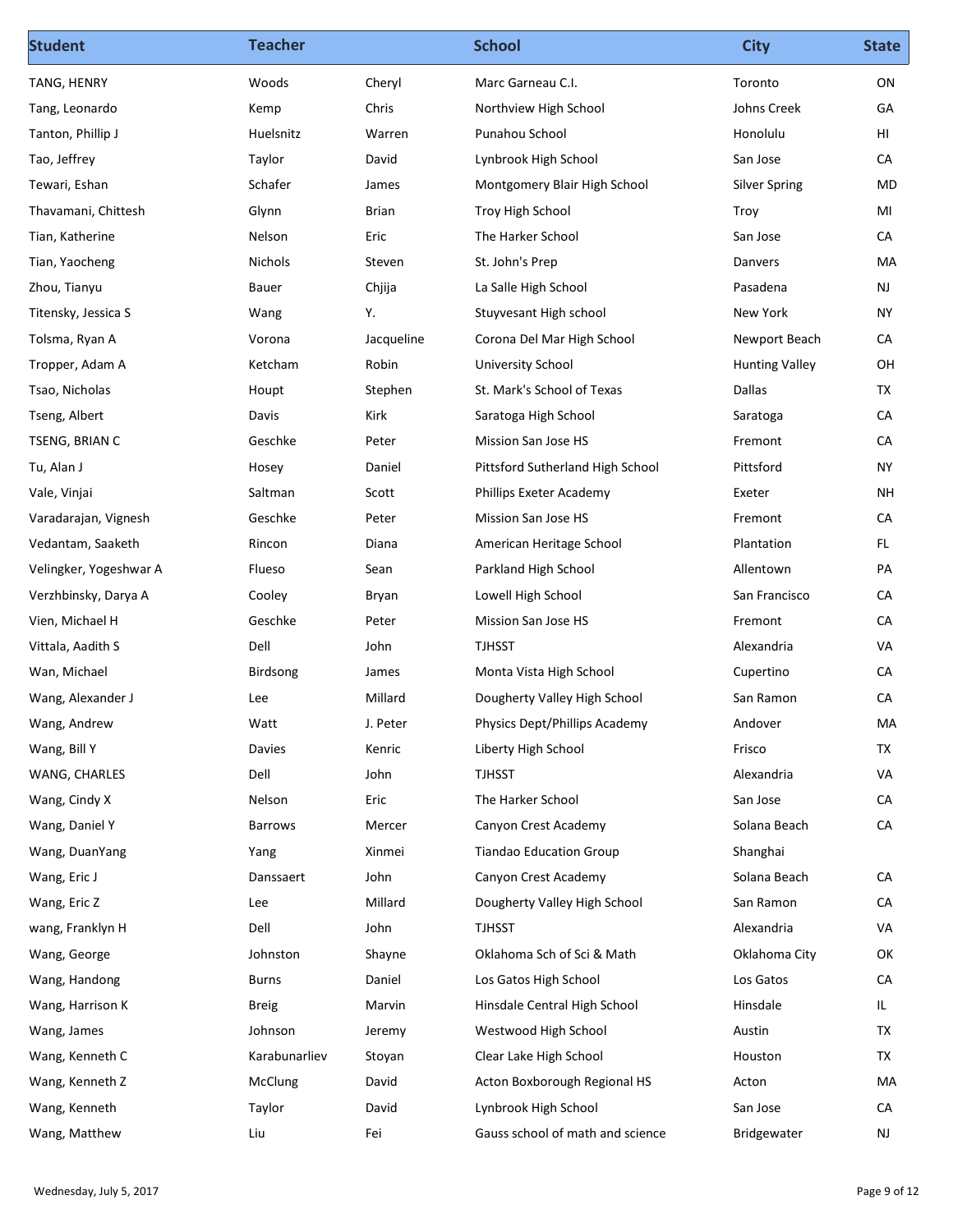| Student | Teacher | | School | City | State |
|---|---|---|---|---|---|
| TANG, HENRY | Woods | Cheryl | Marc Garneau C.I. | Toronto | ON |
| Tang, Leonardo | Kemp | Chris | Northview High School | Johns Creek | GA |
| Tanton, Phillip J | Huelsnitz | Warren | Punahou School | Honolulu | HI |
| Tao, Jeffrey | Taylor | David | Lynbrook High School | San Jose | CA |
| Tewari, Eshan | Schafer | James | Montgomery Blair High School | Silver Spring | MD |
| Thavamani, Chittesh | Glynn | Brian | Troy High School | Troy | MI |
| Tian, Katherine | Nelson | Eric | The Harker School | San Jose | CA |
| Tian, Yaocheng | Nichols | Steven | St. John's Prep | Danvers | MA |
| Zhou, Tianyu | Bauer | Chjija | La Salle High School | Pasadena | NJ |
| Titensky, Jessica S | Wang | Y. | Stuyvesant High school | New York | NY |
| Tolsma, Ryan A | Vorona | Jacqueline | Corona Del Mar High School | Newport Beach | CA |
| Tropper, Adam A | Ketcham | Robin | University School | Hunting Valley | OH |
| Tsao, Nicholas | Houpt | Stephen | St. Mark's School of Texas | Dallas | TX |
| Tseng, Albert | Davis | Kirk | Saratoga High School | Saratoga | CA |
| TSENG, BRIAN C | Geschke | Peter | Mission San Jose HS | Fremont | CA |
| Tu, Alan J | Hosey | Daniel | Pittsford Sutherland High School | Pittsford | NY |
| Vale, Vinjai | Saltman | Scott | Phillips Exeter Academy | Exeter | NH |
| Varadarajan, Vignesh | Geschke | Peter | Mission San Jose HS | Fremont | CA |
| Vedantam, Saaketh | Rincon | Diana | American Heritage School | Plantation | FL |
| Velingker, Yogeshwar A | Flueso | Sean | Parkland High School | Allentown | PA |
| Verzhbinsky, Darya A | Cooley | Bryan | Lowell High School | San Francisco | CA |
| Vien, Michael H | Geschke | Peter | Mission San Jose HS | Fremont | CA |
| Vittala, Aadith S | Dell | John | TJHSST | Alexandria | VA |
| Wan, Michael | Birdsong | James | Monta Vista High School | Cupertino | CA |
| Wang, Alexander J | Lee | Millard | Dougherty Valley High School | San Ramon | CA |
| Wang, Andrew | Watt | J. Peter | Physics Dept/Phillips Academy | Andover | MA |
| Wang, Bill Y | Davies | Kenric | Liberty High School | Frisco | TX |
| WANG, CHARLES | Dell | John | TJHSST | Alexandria | VA |
| Wang, Cindy X | Nelson | Eric | The Harker School | San Jose | CA |
| Wang, Daniel Y | Barrows | Mercer | Canyon Crest Academy | Solana Beach | CA |
| Wang, DuanYang | Yang | Xinmei | Tiandao Education Group | Shanghai | |
| Wang, Eric J | Danssaert | John | Canyon Crest Academy | Solana Beach | CA |
| Wang, Eric Z | Lee | Millard | Dougherty Valley High School | San Ramon | CA |
| wang, Franklyn H | Dell | John | TJHSST | Alexandria | VA |
| Wang, George | Johnston | Shayne | Oklahoma Sch of Sci & Math | Oklahoma City | OK |
| Wang, Handong | Burns | Daniel | Los Gatos High School | Los Gatos | CA |
| Wang, Harrison K | Breig | Marvin | Hinsdale Central High School | Hinsdale | IL |
| Wang, James | Johnson | Jeremy | Westwood High School | Austin | TX |
| Wang, Kenneth C | Karabunarliev | Stoyan | Clear Lake High School | Houston | TX |
| Wang, Kenneth Z | McClung | David | Acton Boxborough Regional HS | Acton | MA |
| Wang, Kenneth | Taylor | David | Lynbrook High School | San Jose | CA |
| Wang, Matthew | Liu | Fei | Gauss school of math and science | Bridgewater | NJ |

Wednesday, July 5, 2017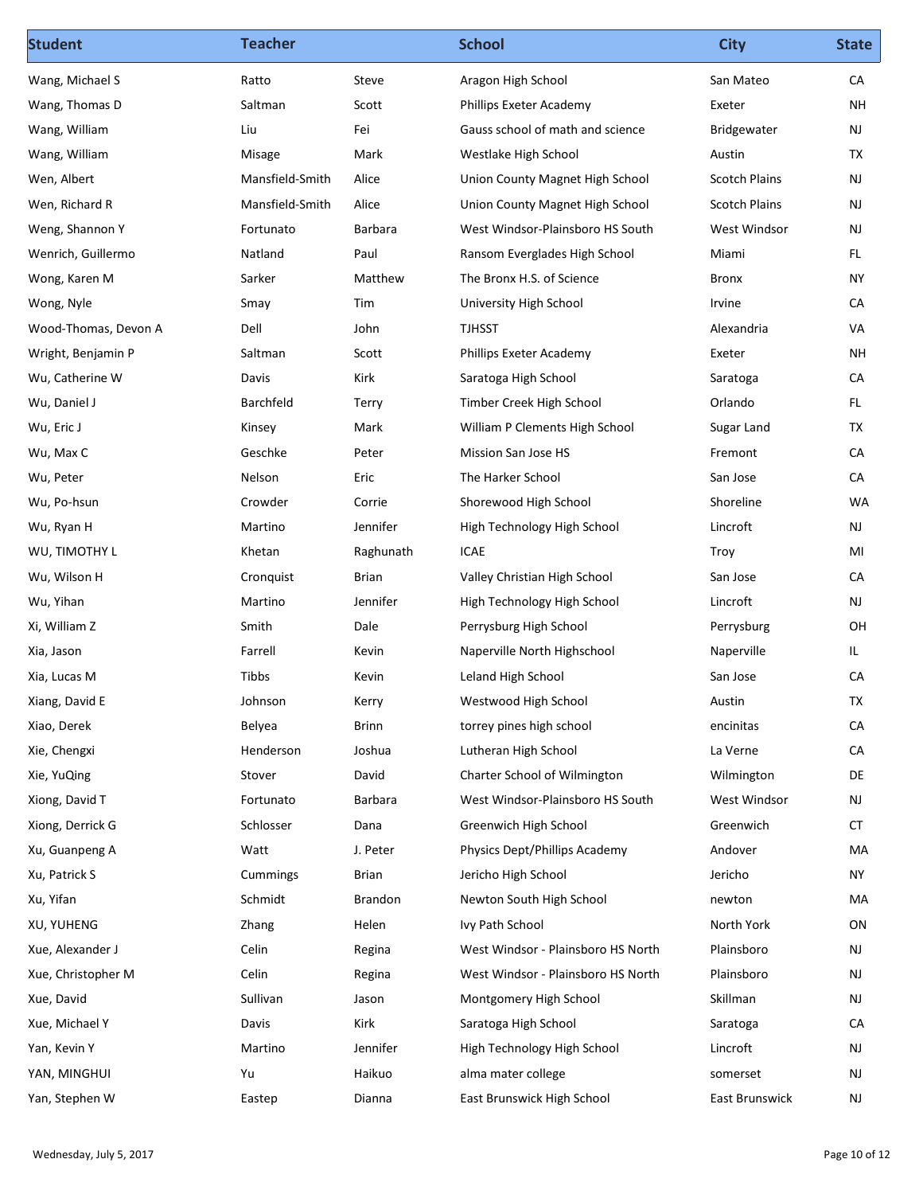| Student | Teacher | | School | City | State |
|---|---|---|---|---|---|
| Wang, Michael S | Ratto | Steve | Aragon High School | San Mateo | CA |
| Wang, Thomas D | Saltman | Scott | Phillips Exeter Academy | Exeter | NH |
| Wang, William | Liu | Fei | Gauss school of math and science | Bridgewater | NJ |
| Wang, William | Misage | Mark | Westlake High School | Austin | TX |
| Wen, Albert | Mansfield-Smith | Alice | Union County Magnet High School | Scotch Plains | NJ |
| Wen, Richard R | Mansfield-Smith | Alice | Union County Magnet High School | Scotch Plains | NJ |
| Weng, Shannon Y | Fortunato | Barbara | West Windsor-Plainsboro HS South | West Windsor | NJ |
| Wenrich, Guillermo | Natland | Paul | Ransom Everglades High School | Miami | FL |
| Wong, Karen M | Sarker | Matthew | The Bronx H.S. of Science | Bronx | NY |
| Wong, Nyle | Smay | Tim | University High School | Irvine | CA |
| Wood-Thomas, Devon A | Dell | John | TJHSST | Alexandria | VA |
| Wright, Benjamin P | Saltman | Scott | Phillips Exeter Academy | Exeter | NH |
| Wu, Catherine W | Davis | Kirk | Saratoga High School | Saratoga | CA |
| Wu, Daniel J | Barchfeld | Terry | Timber Creek High School | Orlando | FL |
| Wu, Eric J | Kinsey | Mark | William P Clements High School | Sugar Land | TX |
| Wu, Max C | Geschke | Peter | Mission San Jose HS | Fremont | CA |
| Wu, Peter | Nelson | Eric | The Harker School | San Jose | CA |
| Wu, Po-hsun | Crowder | Corrie | Shorewood High School | Shoreline | WA |
| Wu, Ryan H | Martino | Jennifer | High Technology High School | Lincroft | NJ |
| WU, TIMOTHY L | Khetan | Raghunath | ICAE | Troy | MI |
| Wu, Wilson H | Cronquist | Brian | Valley Christian High School | San Jose | CA |
| Wu, Yihan | Martino | Jennifer | High Technology High School | Lincroft | NJ |
| Xi, William Z | Smith | Dale | Perrysburg High School | Perrysburg | OH |
| Xia, Jason | Farrell | Kevin | Naperville North Highschool | Naperville | IL |
| Xia, Lucas M | Tibbs | Kevin | Leland High School | San Jose | CA |
| Xiang, David E | Johnson | Kerry | Westwood High School | Austin | TX |
| Xiao, Derek | Belyea | Brinn | torrey pines high school | encinitas | CA |
| Xie, Chengxi | Henderson | Joshua | Lutheran High School | La Verne | CA |
| Xie, YuQing | Stover | David | Charter School of Wilmington | Wilmington | DE |
| Xiong, David T | Fortunato | Barbara | West Windsor-Plainsboro HS South | West Windsor | NJ |
| Xiong, Derrick G | Schlosser | Dana | Greenwich High School | Greenwich | CT |
| Xu, Guanpeng A | Watt | J. Peter | Physics Dept/Phillips Academy | Andover | MA |
| Xu, Patrick S | Cummings | Brian | Jericho High School | Jericho | NY |
| Xu, Yifan | Schmidt | Brandon | Newton South High School | newton | MA |
| XU, YUHENG | Zhang | Helen | Ivy Path School | North York | ON |
| Xue, Alexander J | Celin | Regina | West Windsor - Plainsboro HS North | Plainsboro | NJ |
| Xue, Christopher M | Celin | Regina | West Windsor - Plainsboro HS North | Plainsboro | NJ |
| Xue, David | Sullivan | Jason | Montgomery High School | Skillman | NJ |
| Xue, Michael Y | Davis | Kirk | Saratoga High School | Saratoga | CA |
| Yan, Kevin Y | Martino | Jennifer | High Technology High School | Lincroft | NJ |
| YAN, MINGHUI | Yu | Haikuo | alma mater college | somerset | NJ |
| Yan, Stephen W | Eastep | Dianna | East Brunswick High School | East Brunswick | NJ |

Wednesday, July 5, 2017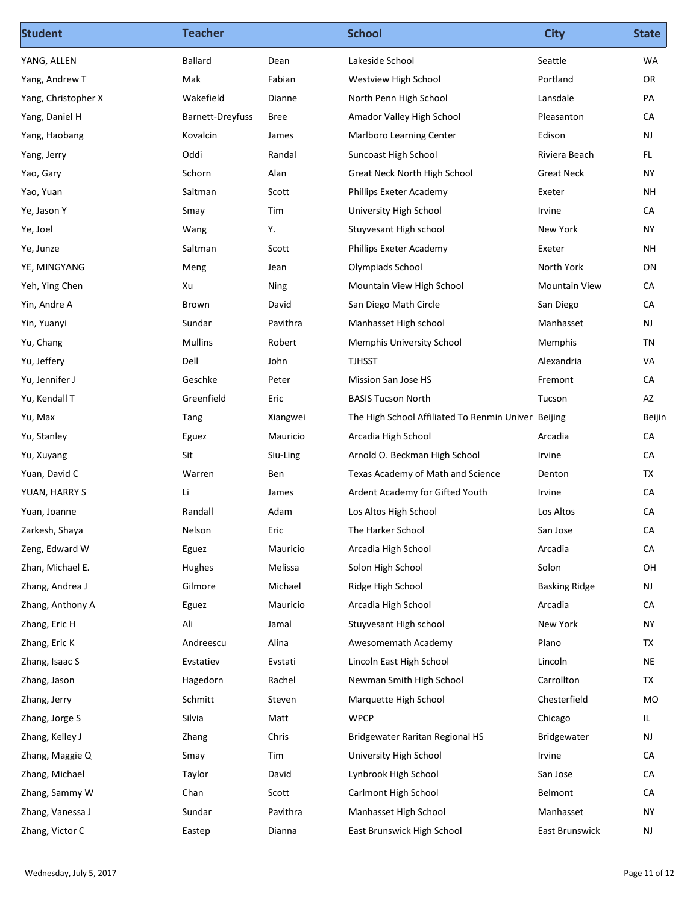| Student | Teacher | | School | City | State |
|---|---|---|---|---|---|
| YANG, ALLEN | Ballard | Dean | Lakeside School | Seattle | WA |
| Yang, Andrew T | Mak | Fabian | Westview High School | Portland | OR |
| Yang, Christopher X | Wakefield | Dianne | North Penn High School | Lansdale | PA |
| Yang, Daniel H | Barnett-Dreyfuss | Bree | Amador Valley High School | Pleasanton | CA |
| Yang, Haobang | Kovalcin | James | Marlboro Learning Center | Edison | NJ |
| Yang, Jerry | Oddi | Randal | Suncoast High School | Riviera Beach | FL |
| Yao, Gary | Schorn | Alan | Great Neck North High School | Great Neck | NY |
| Yao, Yuan | Saltman | Scott | Phillips Exeter Academy | Exeter | NH |
| Ye, Jason Y | Smay | Tim | University High School | Irvine | CA |
| Ye, Joel | Wang | Y. | Stuyvesant High school | New York | NY |
| Ye, Junze | Saltman | Scott | Phillips Exeter Academy | Exeter | NH |
| YE, MINGYANG | Meng | Jean | Olympiads School | North York | ON |
| Yeh, Ying Chen | Xu | Ning | Mountain View High School | Mountain View | CA |
| Yin, Andre A | Brown | David | San Diego Math Circle | San Diego | CA |
| Yin, Yuanyi | Sundar | Pavithra | Manhasset High school | Manhasset | NJ |
| Yu, Chang | Mullins | Robert | Memphis University School | Memphis | TN |
| Yu, Jeffery | Dell | John | TJHSST | Alexandria | VA |
| Yu, Jennifer J | Geschke | Peter | Mission San Jose HS | Fremont | CA |
| Yu, Kendall T | Greenfield | Eric | BASIS Tucson North | Tucson | AZ |
| Yu, Max | Tang | Xiangwei | The High School Affiliated To Renmin Univer | Beijing | Beijin |
| Yu, Stanley | Eguez | Mauricio | Arcadia High School | Arcadia | CA |
| Yu, Xuyang | Sit | Siu-Ling | Arnold O. Beckman High School | Irvine | CA |
| Yuan, David C | Warren | Ben | Texas Academy of Math and Science | Denton | TX |
| YUAN, HARRY S | Li | James | Ardent Academy for Gifted Youth | Irvine | CA |
| Yuan, Joanne | Randall | Adam | Los Altos High School | Los Altos | CA |
| Zarkesh, Shaya | Nelson | Eric | The Harker School | San Jose | CA |
| Zeng, Edward W | Eguez | Mauricio | Arcadia High School | Arcadia | CA |
| Zhan, Michael E. | Hughes | Melissa | Solon High School | Solon | OH |
| Zhang, Andrea J | Gilmore | Michael | Ridge High School | Basking Ridge | NJ |
| Zhang, Anthony A | Eguez | Mauricio | Arcadia High School | Arcadia | CA |
| Zhang, Eric H | Ali | Jamal | Stuyvesant High school | New York | NY |
| Zhang, Eric K | Andreescu | Alina | Awesomemath Academy | Plano | TX |
| Zhang, Isaac S | Evstatiev | Evstati | Lincoln East High School | Lincoln | NE |
| Zhang, Jason | Hagedorn | Rachel | Newman Smith High School | Carrollton | TX |
| Zhang, Jerry | Schmitt | Steven | Marquette High School | Chesterfield | MO |
| Zhang, Jorge S | Silvia | Matt | WPCP | Chicago | IL |
| Zhang, Kelley J | Zhang | Chris | Bridgewater Raritan Regional HS | Bridgewater | NJ |
| Zhang, Maggie Q | Smay | Tim | University High School | Irvine | CA |
| Zhang, Michael | Taylor | David | Lynbrook High School | San Jose | CA |
| Zhang, Sammy W | Chan | Scott | Carlmont High School | Belmont | CA |
| Zhang, Vanessa J | Sundar | Pavithra | Manhasset High School | Manhasset | NY |
| Zhang, Victor C | Eastep | Dianna | East Brunswick High School | East Brunswick | NJ |

Wednesday, July 5, 2017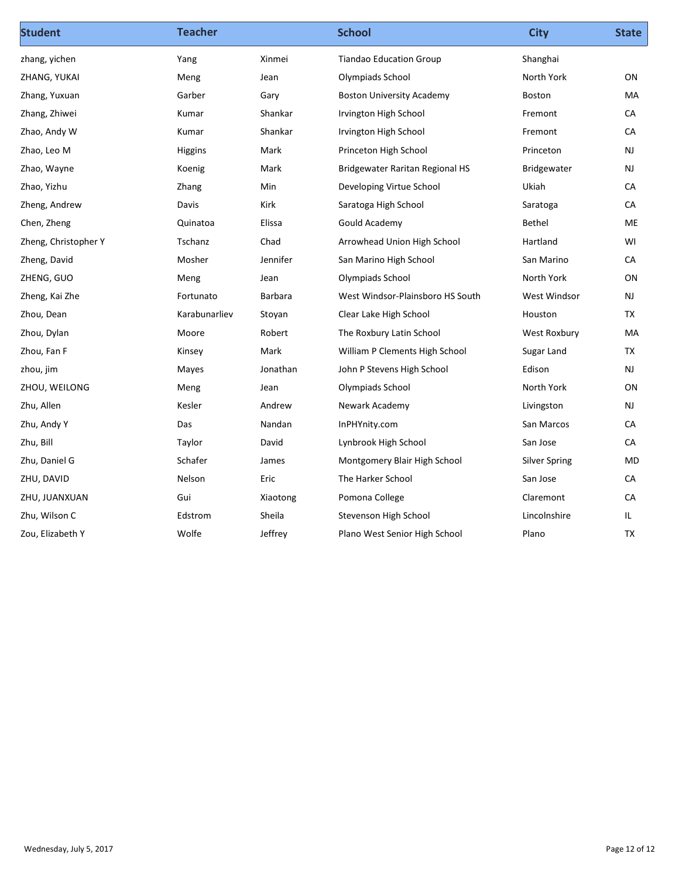| Student | Teacher | | School | City | State |
|---|---|---|---|---|---|
| zhang, yichen | Yang | Xinmei | Tiandao Education Group | Shanghai | |
| ZHANG, YUKAI | Meng | Jean | Olympiads School | North York | ON |
| Zhang, Yuxuan | Garber | Gary | Boston University Academy | Boston | MA |
| Zhang, Zhiwei | Kumar | Shankar | Irvington High School | Fremont | CA |
| Zhao, Andy W | Kumar | Shankar | Irvington High School | Fremont | CA |
| Zhao, Leo M | Higgins | Mark | Princeton High School | Princeton | NJ |
| Zhao, Wayne | Koenig | Mark | Bridgewater Raritan Regional HS | Bridgewater | NJ |
| Zhao, Yizhu | Zhang | Min | Developing Virtue School | Ukiah | CA |
| Zheng, Andrew | Davis | Kirk | Saratoga High School | Saratoga | CA |
| Chen, Zheng | Quinatoa | Elissa | Gould Academy | Bethel | ME |
| Zheng, Christopher Y | Tschanz | Chad | Arrowhead Union High School | Hartland | WI |
| Zheng, David | Mosher | Jennifer | San Marino High School | San Marino | CA |
| ZHENG, GUO | Meng | Jean | Olympiads School | North York | ON |
| Zheng, Kai Zhe | Fortunato | Barbara | West Windsor-Plainsboro HS South | West Windsor | NJ |
| Zhou, Dean | Karabunarliev | Stoyan | Clear Lake High School | Houston | TX |
| Zhou, Dylan | Moore | Robert | The Roxbury Latin School | West Roxbury | MA |
| Zhou, Fan F | Kinsey | Mark | William P Clements High School | Sugar Land | TX |
| zhou, jim | Mayes | Jonathan | John P Stevens High School | Edison | NJ |
| ZHOU, WEILONG | Meng | Jean | Olympiads School | North York | ON |
| Zhu, Allen | Kesler | Andrew | Newark Academy | Livingston | NJ |
| Zhu, Andy Y | Das | Nandan | InPHYnity.com | San Marcos | CA |
| Zhu, Bill | Taylor | David | Lynbrook High School | San Jose | CA |
| Zhu, Daniel G | Schafer | James | Montgomery Blair High School | Silver Spring | MD |
| ZHU, DAVID | Nelson | Eric | The Harker School | San Jose | CA |
| ZHU, JUANXUAN | Gui | Xiaotong | Pomona College | Claremont | CA |
| Zhu, Wilson C | Edstrom | Sheila | Stevenson High School | Lincolnshire | IL |
| Zou, Elizabeth Y | Wolfe | Jeffrey | Plano West Senior High School | Plano | TX |

Wednesday, July 5, 2017